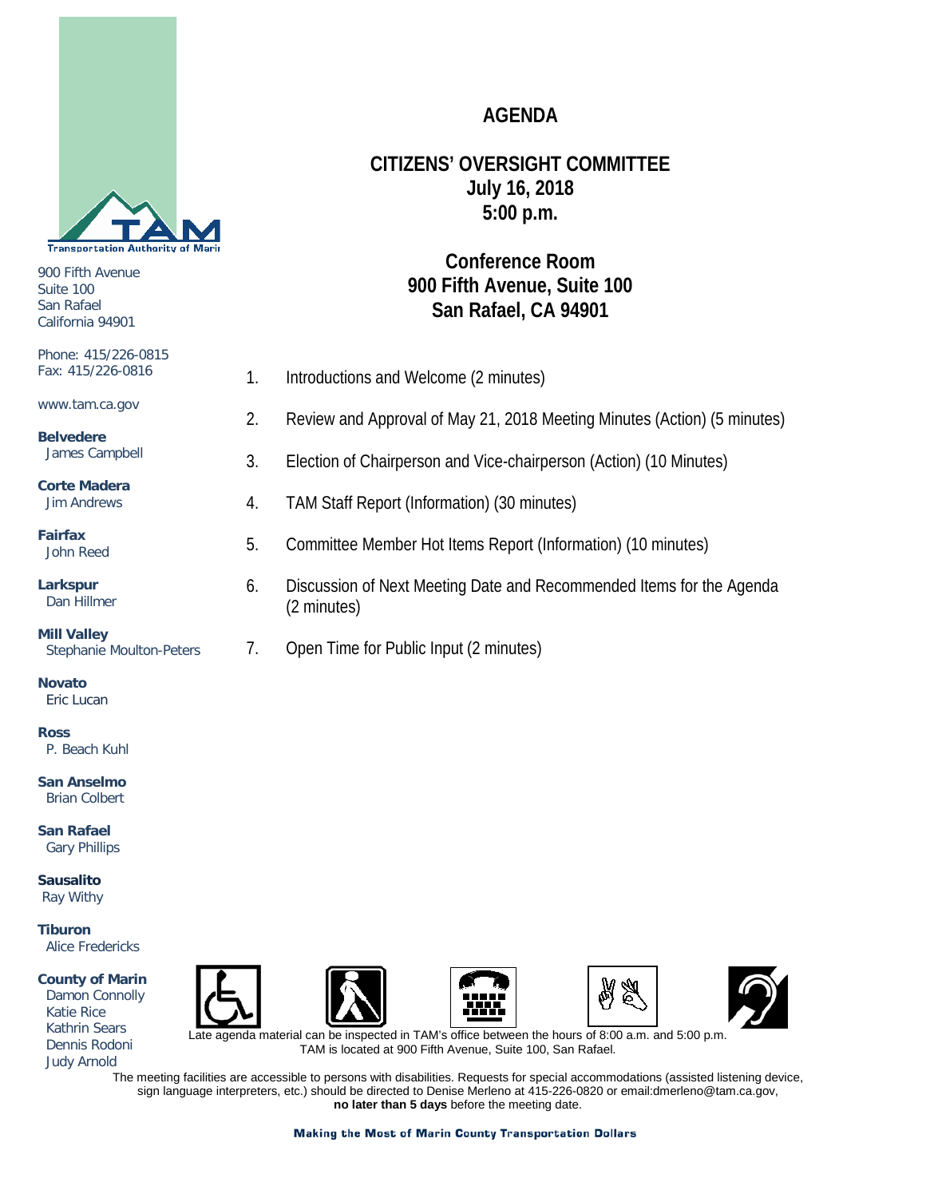Transportation Authority of Marin

900 Fifth Avenue
Suite 100
San Rafael
California 94901

Phone: 415/226-0815
Fax: 415/226-0816

www.tam.ca.gov

**Belvedere**
James Campbell

**Corte Madera**
Jim Andrews

**Fairfax**
John Reed

**Larkspur**
Dan Hillmer

**Mill Valley**
Stephanie Moulton-Peters

**Novato**
Eric Lucan

**Ross**
P. Beach Kuhl

**San Anselmo**
Brian Colbert

**San Rafael**
Gary Phillips

**Sausalito**
Ray Withy

**Tiburon**
Alice Fredericks

**County of Marin**
Damon Connolly
Katie Rice
Kathrin Sears
Dennis Rodoni
Judy Arnold

# AGENDA

## CITIZENS' OVERSIGHT COMMITTEE
## July 16, 2018
## 5:00 p.m.

## Conference Room
## 900 Fifth Avenue, Suite 100
## San Rafael, CA 94901

1. Introductions and Welcome (2 minutes)
2. Review and Approval of May 21, 2018 Meeting Minutes (Action) (5 minutes)
3. Election of Chairperson and Vice-chairperson (Action) (10 Minutes)
4. TAM Staff Report (Information) (30 minutes)
5. Committee Member Hot Items Report (Information) (10 minutes)
6. Discussion of Next Meeting Date and Recommended Items for the Agenda (2 minutes)
7. Open Time for Public Input (2 minutes)

Late agenda material can be inspected in TAM's office between the hours of 8:00 a.m. and 5:00 p.m. TAM is located at 900 Fifth Avenue, Suite 100, San Rafael.

The meeting facilities are accessible to persons with disabilities. Requests for special accommodations (assisted listening device, sign language interpreters, etc.) should be directed to Denise Merleno at 415-226-0820 or email:dmerleno@tam.ca.gov, **no later than 5 days** before the meeting date.

**Making the Most of Marin County Transportation Dollars**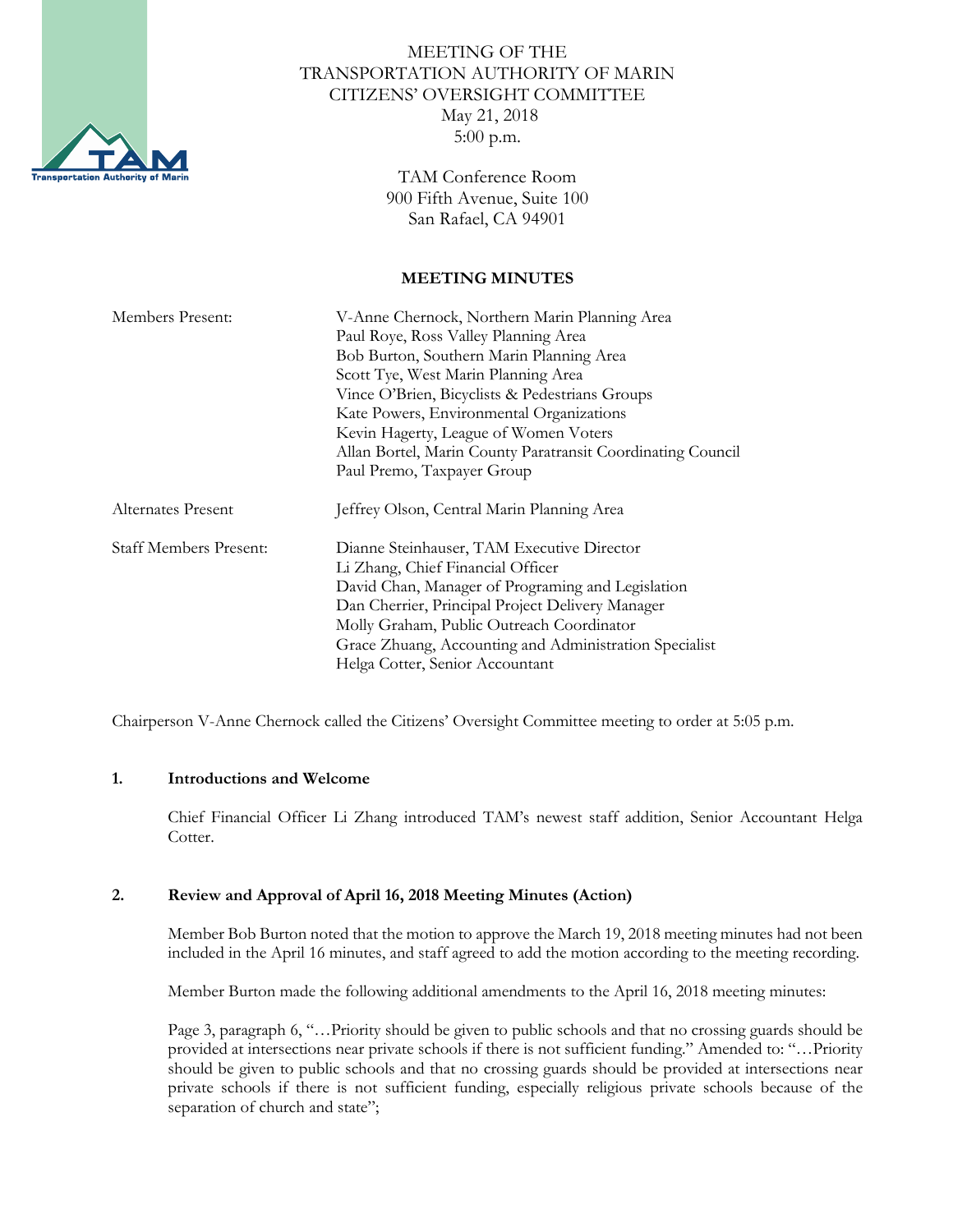MEETING OF THE
TRANSPORTATION AUTHORITY OF MARIN
CITIZENS' OVERSIGHT COMMITTEE
May 21, 2018
5:00 p.m.

TAM Conference Room
900 Fifth Avenue, Suite 100
San Rafael, CA 94901

**MEETING MINUTES**

| | |
|---|---|
| Members Present: | V-Anne Chernock, Northern Marin Planning Area<br>Paul Roye, Ross Valley Planning Area<br>Bob Burton, Southern Marin Planning Area<br>Scott Tye, West Marin Planning Area<br>Vince O'Brien, Bicyclists & Pedestrians Groups<br>Kate Powers, Environmental Organizations<br>Kevin Hagerty, League of Women Voters<br>Allan Bortel, Marin County Paratransit Coordinating Council<br>Paul Premo, Taxpayer Group |
| Alternates Present | Jeffrey Olson, Central Marin Planning Area |
| Staff Members Present: | Dianne Steinhauser, TAM Executive Director<br>Li Zhang, Chief Financial Officer<br>David Chan, Manager of Programing and Legislation<br>Dan Cherrier, Principal Project Delivery Manager<br>Molly Graham, Public Outreach Coordinator<br>Grace Zhuang, Accounting and Administration Specialist<br>Helga Cotter, Senior Accountant |

Chairperson V-Anne Chernock called the Citizens' Oversight Committee meeting to order at 5:05 p.m.

**1. Introductions and Welcome**

Chief Financial Officer Li Zhang introduced TAM's newest staff addition, Senior Accountant Helga Cotter.

**2. Review and Approval of April 16, 2018 Meeting Minutes (Action)**

Member Bob Burton noted that the motion to approve the March 19, 2018 meeting minutes had not been included in the April 16 minutes, and staff agreed to add the motion according to the meeting recording.

Member Burton made the following additional amendments to the April 16, 2018 meeting minutes:

Page 3, paragraph 6, "…Priority should be given to public schools and that no crossing guards should be provided at intersections near private schools if there is not sufficient funding." Amended to: "…Priority should be given to public schools and that no crossing guards should be provided at intersections near private schools if there is not sufficient funding, especially religious private schools because of the separation of church and state";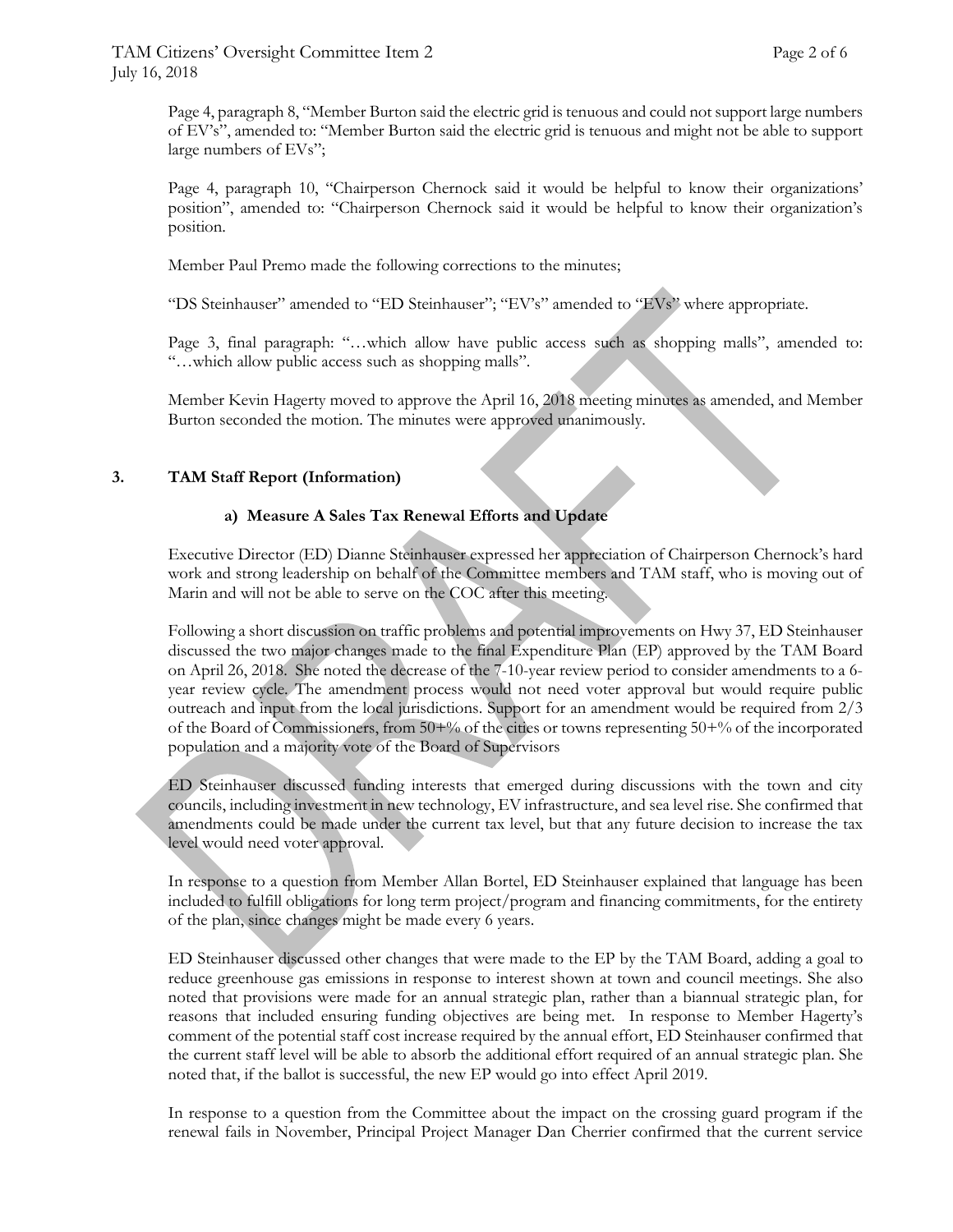Page 4, paragraph 8, "Member Burton said the electric grid is tenuous and could not support large numbers of EV's", amended to: "Member Burton said the electric grid is tenuous and might not be able to support large numbers of EVs";

Page 4, paragraph 10, "Chairperson Chernock said it would be helpful to know their organizations' position", amended to: "Chairperson Chernock said it would be helpful to know their organization's position.

Member Paul Premo made the following corrections to the minutes;

"DS Steinhauser" amended to "ED Steinhauser"; "EV's" amended to "EVs" where appropriate.

Page 3, final paragraph: "…which allow have public access such as shopping malls", amended to: "…which allow public access such as shopping malls".

Member Kevin Hagerty moved to approve the April 16, 2018 meeting minutes as amended, and Member Burton seconded the motion. The minutes were approved unanimously.

## 3. TAM Staff Report (Information)

### a) Measure A Sales Tax Renewal Efforts and Update

Executive Director (ED) Dianne Steinhauser expressed her appreciation of Chairperson Chernock's hard work and strong leadership on behalf of the Committee members and TAM staff, who is moving out of Marin and will not be able to serve on the COC after this meeting.

Following a short discussion on traffic problems and potential improvements on Hwy 37, ED Steinhauser discussed the two major changes made to the final Expenditure Plan (EP) approved by the TAM Board on April 26, 2018. She noted the decrease of the 7-10-year review period to consider amendments to a 6-year review cycle. The amendment process would not need voter approval but would require public outreach and input from the local jurisdictions. Support for an amendment would be required from 2/3 of the Board of Commissioners, from 50+% of the cities or towns representing 50+% of the incorporated population and a majority vote of the Board of Supervisors

ED Steinhauser discussed funding interests that emerged during discussions with the town and city councils, including investment in new technology, EV infrastructure, and sea level rise. She confirmed that amendments could be made under the current tax level, but that any future decision to increase the tax level would need voter approval.

In response to a question from Member Allan Bortel, ED Steinhauser explained that language has been included to fulfill obligations for long term project/program and financing commitments, for the entirety of the plan, since changes might be made every 6 years.

ED Steinhauser discussed other changes that were made to the EP by the TAM Board, adding a goal to reduce greenhouse gas emissions in response to interest shown at town and council meetings. She also noted that provisions were made for an annual strategic plan, rather than a biannual strategic plan, for reasons that included ensuring funding objectives are being met. In response to Member Hagerty's comment of the potential staff cost increase required by the annual effort, ED Steinhauser confirmed that the current staff level will be able to absorb the additional effort required of an annual strategic plan. She noted that, if the ballot is successful, the new EP would go into effect April 2019.

In response to a question from the Committee about the impact on the crossing guard program if the renewal fails in November, Principal Project Manager Dan Cherrier confirmed that the current service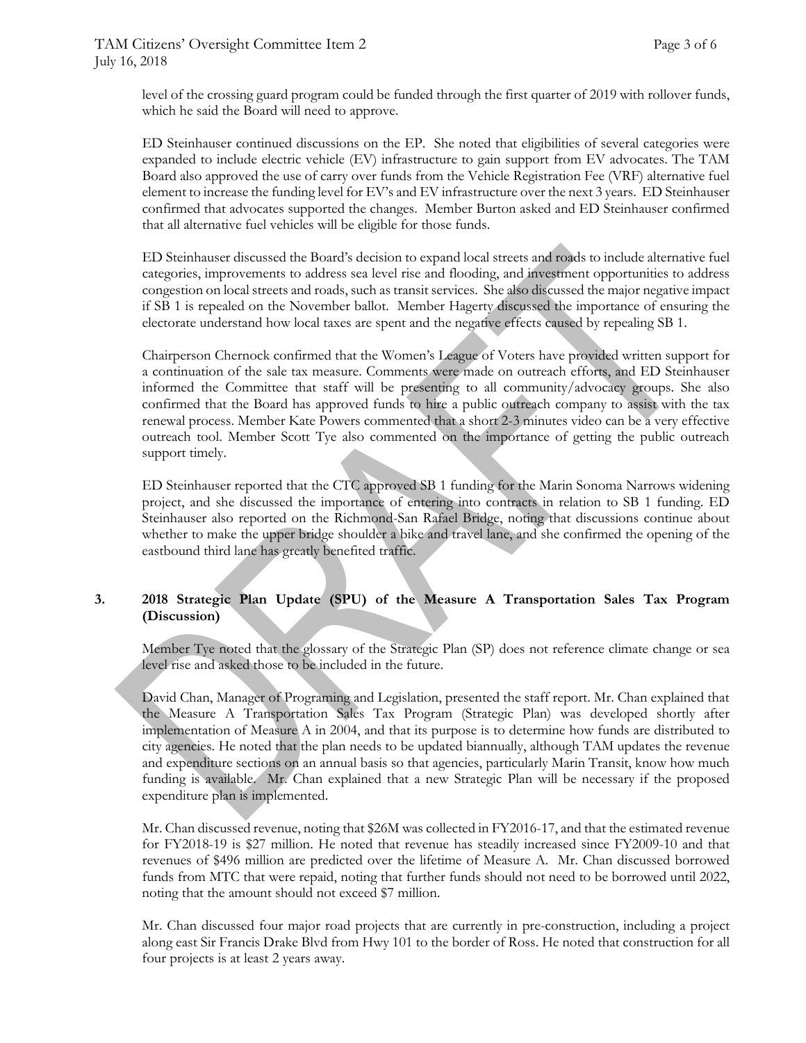level of the crossing guard program could be funded through the first quarter of 2019 with rollover funds, which he said the Board will need to approve.

ED Steinhauser continued discussions on the EP. She noted that eligibilities of several categories were expanded to include electric vehicle (EV) infrastructure to gain support from EV advocates. The TAM Board also approved the use of carry over funds from the Vehicle Registration Fee (VRF) alternative fuel element to increase the funding level for EV's and EV infrastructure over the next 3 years. ED Steinhauser confirmed that advocates supported the changes. Member Burton asked and ED Steinhauser confirmed that all alternative fuel vehicles will be eligible for those funds.

ED Steinhauser discussed the Board's decision to expand local streets and roads to include alternative fuel categories, improvements to address sea level rise and flooding, and investment opportunities to address congestion on local streets and roads, such as transit services. She also discussed the major negative impact if SB 1 is repealed on the November ballot. Member Hagerty discussed the importance of ensuring the electorate understand how local taxes are spent and the negative effects caused by repealing SB 1.

Chairperson Chernock confirmed that the Women's League of Voters have provided written support for a continuation of the sale tax measure. Comments were made on outreach efforts, and ED Steinhauser informed the Committee that staff will be presenting to all community/advocacy groups. She also confirmed that the Board has approved funds to hire a public outreach company to assist with the tax renewal process. Member Kate Powers commented that a short 2-3 minutes video can be a very effective outreach tool. Member Scott Tye also commented on the importance of getting the public outreach support timely.

ED Steinhauser reported that the CTC approved SB 1 funding for the Marin Sonoma Narrows widening project, and she discussed the importance of entering into contracts in relation to SB 1 funding. ED Steinhauser also reported on the Richmond-San Rafael Bridge, noting that discussions continue about whether to make the upper bridge shoulder a bike and travel lane, and she confirmed the opening of the eastbound third lane has greatly benefited traffic.

**3. 2018 Strategic Plan Update (SPU) of the Measure A Transportation Sales Tax Program (Discussion)**

Member Tye noted that the glossary of the Strategic Plan (SP) does not reference climate change or sea level rise and asked those to be included in the future.

David Chan, Manager of Programing and Legislation, presented the staff report. Mr. Chan explained that the Measure A Transportation Sales Tax Program (Strategic Plan) was developed shortly after implementation of Measure A in 2004, and that its purpose is to determine how funds are distributed to city agencies. He noted that the plan needs to be updated biannually, although TAM updates the revenue and expenditure sections on an annual basis so that agencies, particularly Marin Transit, know how much funding is available. Mr. Chan explained that a new Strategic Plan will be necessary if the proposed expenditure plan is implemented.

Mr. Chan discussed revenue, noting that $26M was collected in FY2016-17, and that the estimated revenue for FY2018-19 is $27 million. He noted that revenue has steadily increased since FY2009-10 and that revenues of $496 million are predicted over the lifetime of Measure A. Mr. Chan discussed borrowed funds from MTC that were repaid, noting that further funds should not need to be borrowed until 2022, noting that the amount should not exceed $7 million.

Mr. Chan discussed four major road projects that are currently in pre-construction, including a project along east Sir Francis Drake Blvd from Hwy 101 to the border of Ross. He noted that construction for all four projects is at least 2 years away.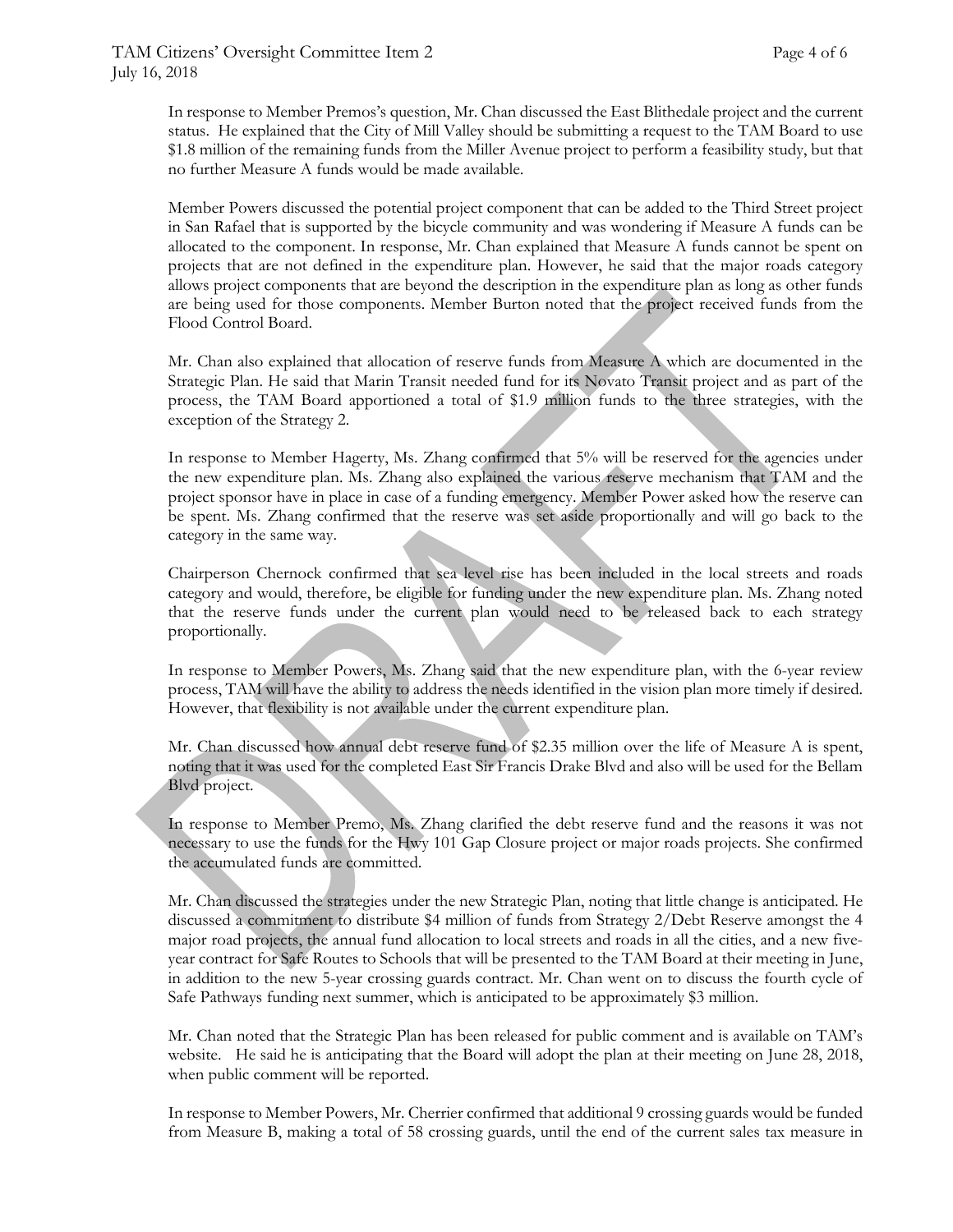In response to Member Premos's question, Mr. Chan discussed the East Blithedale project and the current status. He explained that the City of Mill Valley should be submitting a request to the TAM Board to use \$1.8 million of the remaining funds from the Miller Avenue project to perform a feasibility study, but that no further Measure A funds would be made available.

Member Powers discussed the potential project component that can be added to the Third Street project in San Rafael that is supported by the bicycle community and was wondering if Measure A funds can be allocated to the component. In response, Mr. Chan explained that Measure A funds cannot be spent on projects that are not defined in the expenditure plan. However, he said that the major roads category allows project components that are beyond the description in the expenditure plan as long as other funds are being used for those components. Member Burton noted that the project received funds from the Flood Control Board.

Mr. Chan also explained that allocation of reserve funds from Measure A which are documented in the Strategic Plan. He said that Marin Transit needed fund for its Novato Transit project and as part of the process, the TAM Board apportioned a total of \$1.9 million funds to the three strategies, with the exception of the Strategy 2.

In response to Member Hagerty, Ms. Zhang confirmed that 5% will be reserved for the agencies under the new expenditure plan. Ms. Zhang also explained the various reserve mechanism that TAM and the project sponsor have in place in case of a funding emergency. Member Power asked how the reserve can be spent. Ms. Zhang confirmed that the reserve was set aside proportionally and will go back to the category in the same way.

Chairperson Chernock confirmed that sea level rise has been included in the local streets and roads category and would, therefore, be eligible for funding under the new expenditure plan. Ms. Zhang noted that the reserve funds under the current plan would need to be released back to each strategy proportionally.

In response to Member Powers, Ms. Zhang said that the new expenditure plan, with the 6-year review process, TAM will have the ability to address the needs identified in the vision plan more timely if desired. However, that flexibility is not available under the current expenditure plan.

Mr. Chan discussed how annual debt reserve fund of \$2.35 million over the life of Measure A is spent, noting that it was used for the completed East Sir Francis Drake Blvd and also will be used for the Bellam Blvd project.

In response to Member Premo, Ms. Zhang clarified the debt reserve fund and the reasons it was not necessary to use the funds for the Hwy 101 Gap Closure project or major roads projects. She confirmed the accumulated funds are committed.

Mr. Chan discussed the strategies under the new Strategic Plan, noting that little change is anticipated. He discussed a commitment to distribute \$4 million of funds from Strategy 2/Debt Reserve amongst the 4 major road projects, the annual fund allocation to local streets and roads in all the cities, and a new five-year contract for Safe Routes to Schools that will be presented to the TAM Board at their meeting in June, in addition to the new 5-year crossing guards contract. Mr. Chan went on to discuss the fourth cycle of Safe Pathways funding next summer, which is anticipated to be approximately \$3 million.

Mr. Chan noted that the Strategic Plan has been released for public comment and is available on TAM's website. He said he is anticipating that the Board will adopt the plan at their meeting on June 28, 2018, when public comment will be reported.

In response to Member Powers, Mr. Cherrier confirmed that additional 9 crossing guards would be funded from Measure B, making a total of 58 crossing guards, until the end of the current sales tax measure in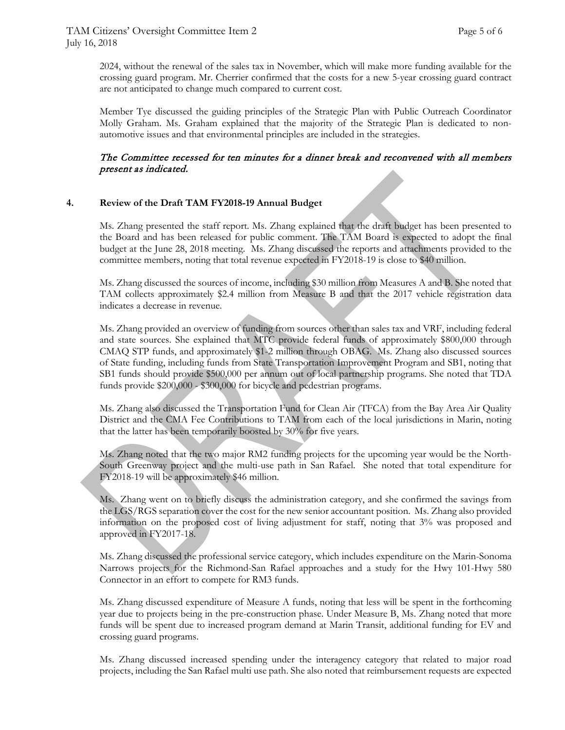2024, without the renewal of the sales tax in November, which will make more funding available for the crossing guard program. Mr. Cherrier confirmed that the costs for a new 5-year crossing guard contract are not anticipated to change much compared to current cost.

Member Tye discussed the guiding principles of the Strategic Plan with Public Outreach Coordinator Molly Graham. Ms. Graham explained that the majority of the Strategic Plan is dedicated to non-automotive issues and that environmental principles are included in the strategies.

*The Committee recessed for ten minutes for a dinner break and reconvened with all members present as indicated.*

**4. Review of the Draft TAM FY2018-19 Annual Budget**

Ms. Zhang presented the staff report. Ms. Zhang explained that the draft budget has been presented to the Board and has been released for public comment. The TAM Board is expected to adopt the final budget at the June 28, 2018 meeting. Ms. Zhang discussed the reports and attachments provided to the committee members, noting that total revenue expected in FY2018-19 is close to $40 million.

Ms. Zhang discussed the sources of income, including $30 million from Measures A and B. She noted that TAM collects approximately $2.4 million from Measure B and that the 2017 vehicle registration data indicates a decrease in revenue.

Ms. Zhang provided an overview of funding from sources other than sales tax and VRF, including federal and state sources. She explained that MTC provide federal funds of approximately $800,000 through CMAQ STP funds, and approximately $1-2 million through OBAG. Ms. Zhang also discussed sources of State funding, including funds from State Transportation Improvement Program and SB1, noting that SB1 funds should provide $500,000 per annum out of local partnership programs. She noted that TDA funds provide $200,000 - $300,000 for bicycle and pedestrian programs.

Ms. Zhang also discussed the Transportation Fund for Clean Air (TFCA) from the Bay Area Air Quality District and the CMA Fee Contributions to TAM from each of the local jurisdictions in Marin, noting that the latter has been temporarily boosted by 30% for five years.

Ms. Zhang noted that the two major RM2 funding projects for the upcoming year would be the North-South Greenway project and the multi-use path in San Rafael. She noted that total expenditure for FY2018-19 will be approximately $46 million.

Ms. Zhang went on to briefly discuss the administration category, and she confirmed the savings from the LGS/RGS separation cover the cost for the new senior accountant position. Ms. Zhang also provided information on the proposed cost of living adjustment for staff, noting that 3% was proposed and approved in FY2017-18.

Ms. Zhang discussed the professional service category, which includes expenditure on the Marin-Sonoma Narrows projects for the Richmond-San Rafael approaches and a study for the Hwy 101-Hwy 580 Connector in an effort to compete for RM3 funds.

Ms. Zhang discussed expenditure of Measure A funds, noting that less will be spent in the forthcoming year due to projects being in the pre-construction phase. Under Measure B, Ms. Zhang noted that more funds will be spent due to increased program demand at Marin Transit, additional funding for EV and crossing guard programs.

Ms. Zhang discussed increased spending under the interagency category that related to major road projects, including the San Rafael multi use path. She also noted that reimbursement requests are expected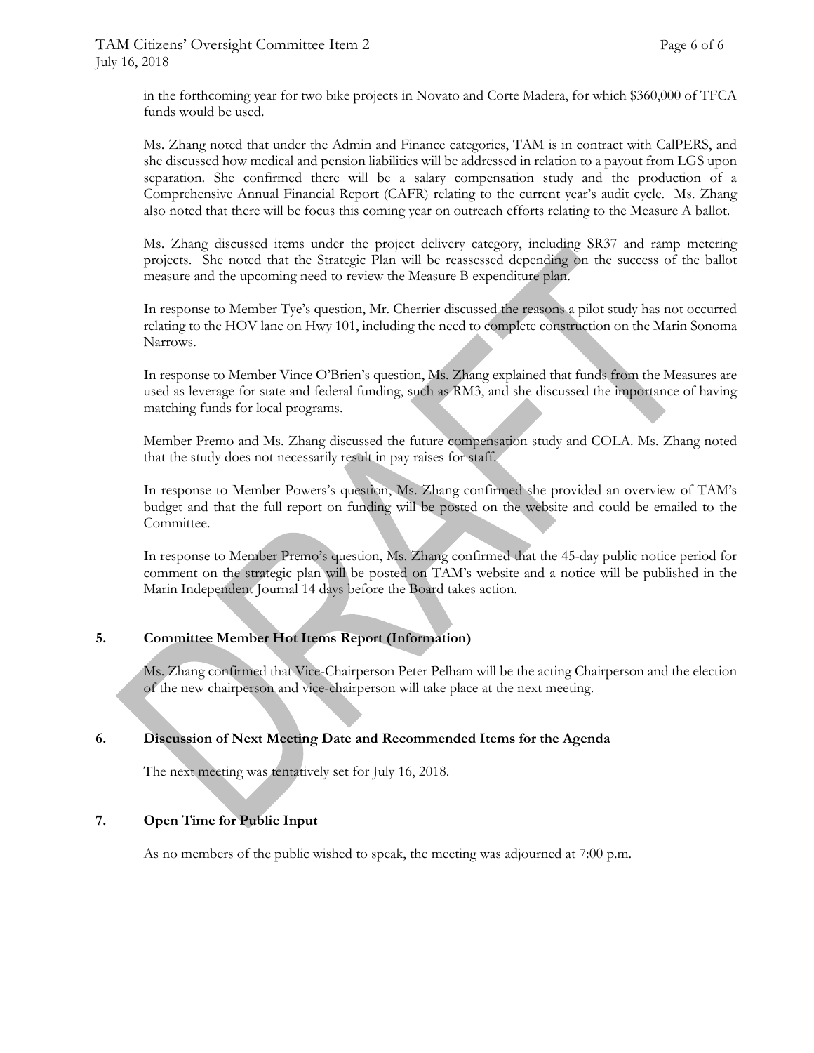in the forthcoming year for two bike projects in Novato and Corte Madera, for which $360,000 of TFCA funds would be used.

Ms. Zhang noted that under the Admin and Finance categories, TAM is in contract with CalPERS, and she discussed how medical and pension liabilities will be addressed in relation to a payout from LGS upon separation. She confirmed there will be a salary compensation study and the production of a Comprehensive Annual Financial Report (CAFR) relating to the current year's audit cycle. Ms. Zhang also noted that there will be focus this coming year on outreach efforts relating to the Measure A ballot.

Ms. Zhang discussed items under the project delivery category, including SR37 and ramp metering projects. She noted that the Strategic Plan will be reassessed depending on the success of the ballot measure and the upcoming need to review the Measure B expenditure plan.

In response to Member Tye's question, Mr. Cherrier discussed the reasons a pilot study has not occurred relating to the HOV lane on Hwy 101, including the need to complete construction on the Marin Sonoma Narrows.

In response to Member Vince O'Brien's question, Ms. Zhang explained that funds from the Measures are used as leverage for state and federal funding, such as RM3, and she discussed the importance of having matching funds for local programs.

Member Premo and Ms. Zhang discussed the future compensation study and COLA. Ms. Zhang noted that the study does not necessarily result in pay raises for staff.

In response to Member Powers's question, Ms. Zhang confirmed she provided an overview of TAM's budget and that the full report on funding will be posted on the website and could be emailed to the Committee.

In response to Member Premo's question, Ms. Zhang confirmed that the 45-day public notice period for comment on the strategic plan will be posted on TAM's website and a notice will be published in the Marin Independent Journal 14 days before the Board takes action.

**5. Committee Member Hot Items Report (Information)**

Ms. Zhang confirmed that Vice-Chairperson Peter Pelham will be the acting Chairperson and the election of the new chairperson and vice-chairperson will take place at the next meeting.

**6. Discussion of Next Meeting Date and Recommended Items for the Agenda**

The next meeting was tentatively set for July 16, 2018.

**7. Open Time for Public Input**

As no members of the public wished to speak, the meeting was adjourned at 7:00 p.m.